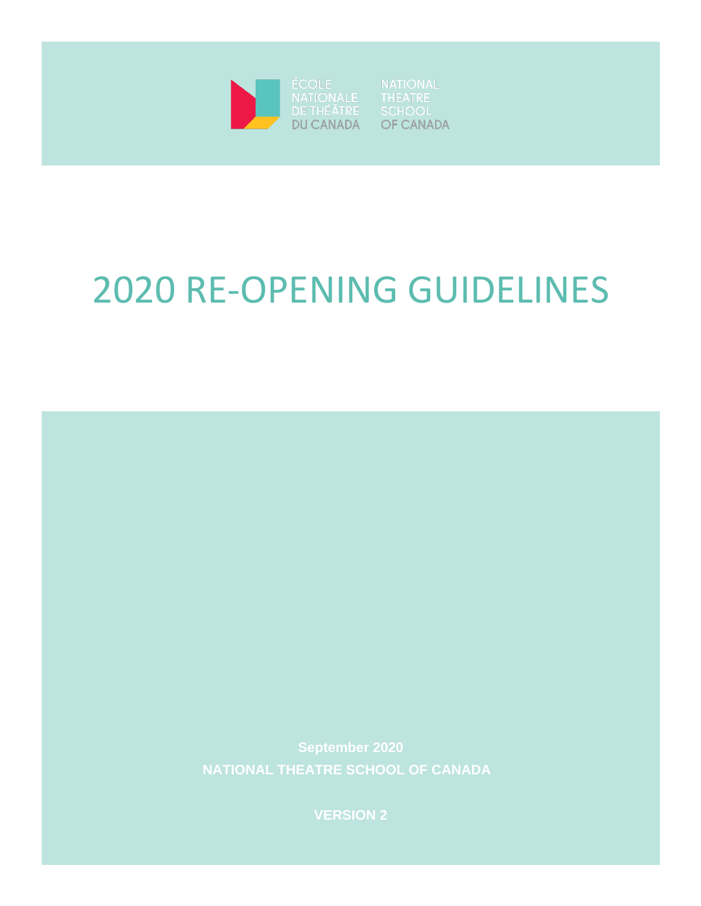ÉCOLE NATIONALE DE THÉÂTRE DU CANADA

NATIONAL THEATRE SCHOOL OF CANADA

# 2020 RE-OPENING GUIDELINES

**September 2020**

**NATIONAL THEATRE SCHOOL OF CANADA**

**VERSION 2**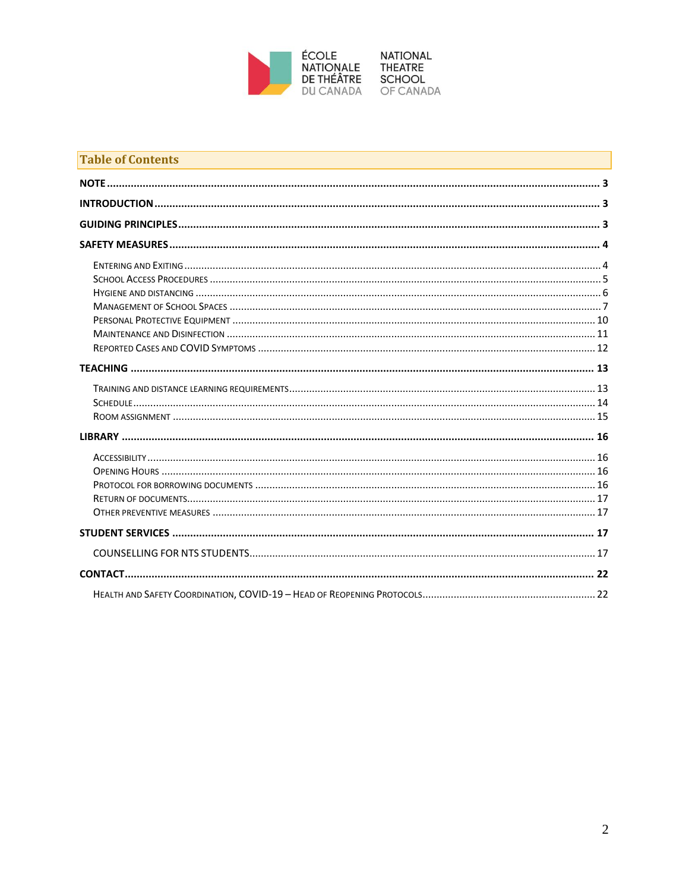ÉCOLE NATIONALE DE THÉÂTRE DU CANADA

NATIONAL THEATRE SCHOOL OF CANADA

## Table of Contents

**NOTE** ..... 3

**INTRODUCTION** ..... 3

**GUIDING PRINCIPLES** ..... 3

**SAFETY MEASURES** ..... 4

- Entering and Exiting ..... 4
- School Access Procedures ..... 5
- Hygiene and distancing ..... 6
- Management of School Spaces ..... 7
- Personal Protective Equipment ..... 10
- Maintenance and Disinfection ..... 11
- Reported Cases and COVID Symptoms ..... 12

**TEACHING** ..... 13

- Training and distance learning requirements ..... 13
- Schedule ..... 14
- Room assignment ..... 15

**LIBRARY** ..... 16

- Accessibility ..... 16
- Opening Hours ..... 16
- Protocol for borrowing documents ..... 16
- Return of documents ..... 17
- Other preventive measures ..... 17

**STUDENT SERVICES** ..... 17

- COUNSELLING FOR NTS STUDENTS ..... 17

**CONTACT** ..... 22

- Health and Safety Coordination, COVID-19 – Head of Reopening Protocols ..... 22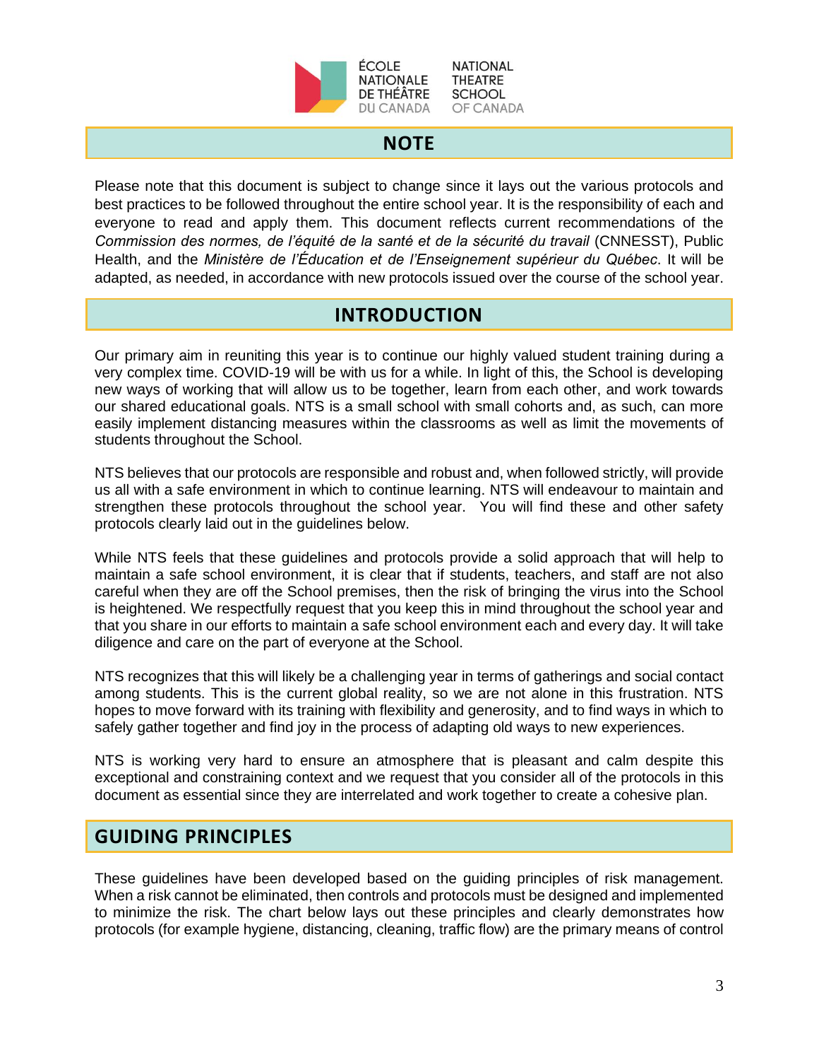## NOTE

Please note that this document is subject to change since it lays out the various protocols and best practices to be followed throughout the entire school year. It is the responsibility of each and everyone to read and apply them. This document reflects current recommendations of the *Commission des normes, de l'équité de la santé et de la sécurité du travail* (CNNESST), Public Health, and the *Ministère de l'Éducation et de l'Enseignement supérieur du Québec*. It will be adapted, as needed, in accordance with new protocols issued over the course of the school year.

## INTRODUCTION

Our primary aim in reuniting this year is to continue our highly valued student training during a very complex time. COVID-19 will be with us for a while. In light of this, the School is developing new ways of working that will allow us to be together, learn from each other, and work towards our shared educational goals. NTS is a small school with small cohorts and, as such, can more easily implement distancing measures within the classrooms as well as limit the movements of students throughout the School.

NTS believes that our protocols are responsible and robust and, when followed strictly, will provide us all with a safe environment in which to continue learning. NTS will endeavour to maintain and strengthen these protocols throughout the school year. You will find these and other safety protocols clearly laid out in the guidelines below.

While NTS feels that these guidelines and protocols provide a solid approach that will help to maintain a safe school environment, it is clear that if students, teachers, and staff are not also careful when they are off the School premises, then the risk of bringing the virus into the School is heightened. We respectfully request that you keep this in mind throughout the school year and that you share in our efforts to maintain a safe school environment each and every day. It will take diligence and care on the part of everyone at the School.

NTS recognizes that this will likely be a challenging year in terms of gatherings and social contact among students. This is the current global reality, so we are not alone in this frustration. NTS hopes to move forward with its training with flexibility and generosity, and to find ways in which to safely gather together and find joy in the process of adapting old ways to new experiences.

NTS is working very hard to ensure an atmosphere that is pleasant and calm despite this exceptional and constraining context and we request that you consider all of the protocols in this document as essential since they are interrelated and work together to create a cohesive plan.

## GUIDING PRINCIPLES

These guidelines have been developed based on the guiding principles of risk management. When a risk cannot be eliminated, then controls and protocols must be designed and implemented to minimize the risk. The chart below lays out these principles and clearly demonstrates how protocols (for example hygiene, distancing, cleaning, traffic flow) are the primary means of control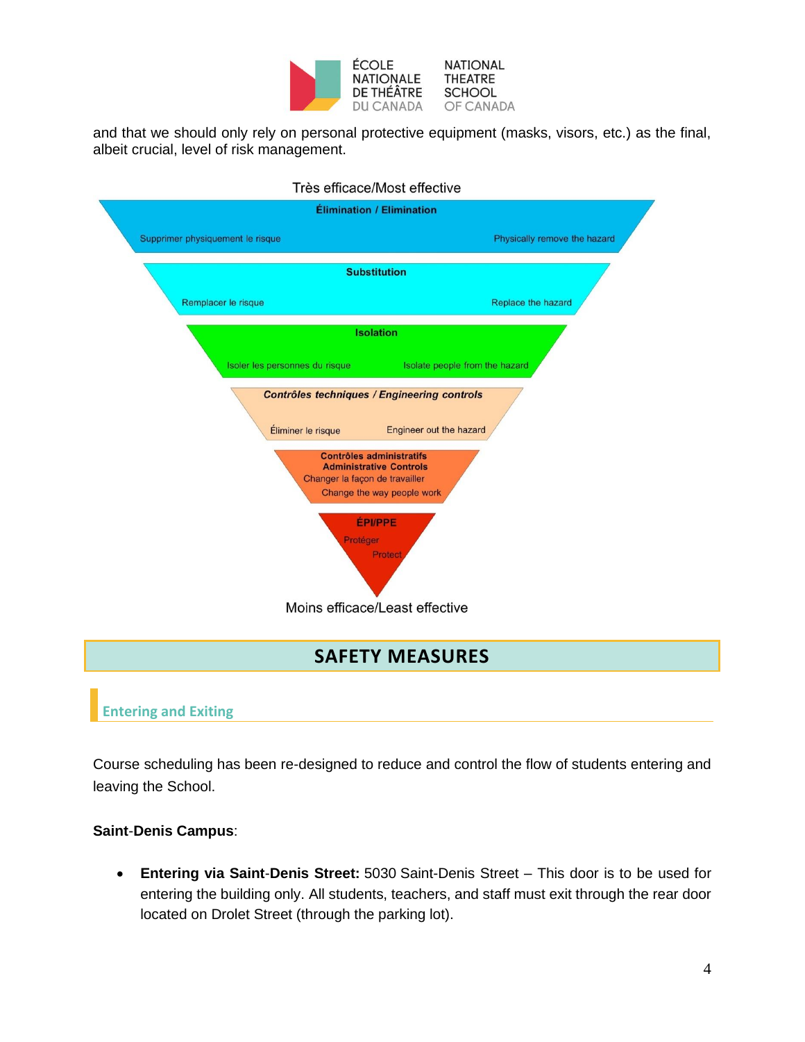and that we should only rely on personal protective equipment (masks, visors, etc.) as the final, albeit crucial, level of risk management.

Très efficace/Most effective

**Élimination / Elimination**
Supprimer physiquement le risque — Physically remove the hazard

**Substitution**
Remplacer le risque — Replace the hazard

**Isolation**
Isoler les personnes du risque — Isolate people from the hazard

***Contrôles techniques / Engineering controls***
Éliminer le risque — Engineer out the hazard

**Contrôles administratifs**
**Administrative Controls**
Changer la façon de travailler
Change the way people work

**ÉPI/PPE**
Protéger
Protect

Moins efficace/Least effective

## SAFETY MEASURES

### Entering and Exiting

Course scheduling has been re-designed to reduce and control the flow of students entering and leaving the School.

**Saint-Denis Campus**:

- **Entering via Saint-Denis Street:** 5030 Saint-Denis Street – This door is to be used for entering the building only. All students, teachers, and staff must exit through the rear door located on Drolet Street (through the parking lot).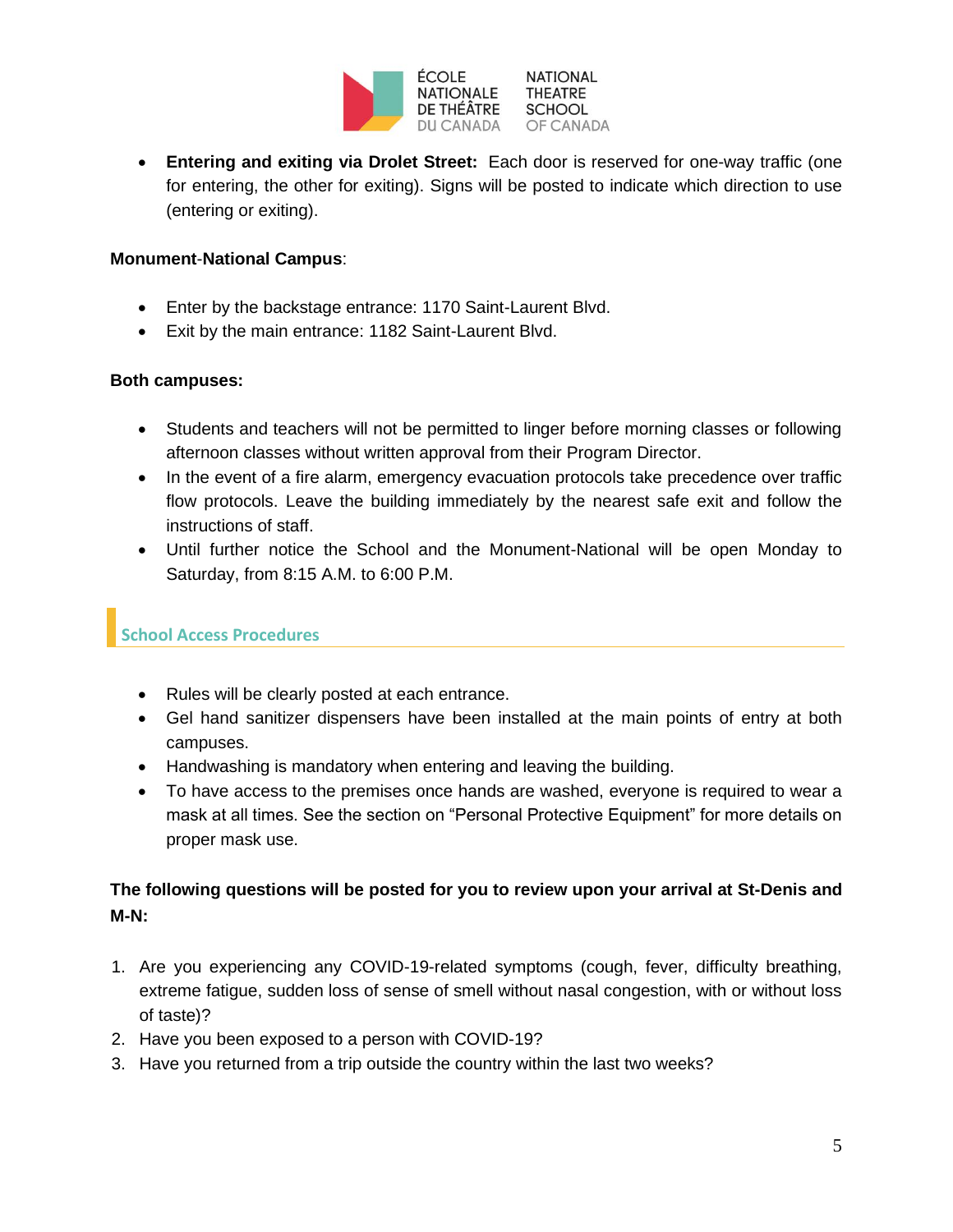- **Entering and exiting via Drolet Street:** Each door is reserved for one-way traffic (one for entering, the other for exiting). Signs will be posted to indicate which direction to use (entering or exiting).

**Monument-National Campus**:

- Enter by the backstage entrance: 1170 Saint-Laurent Blvd.
- Exit by the main entrance: 1182 Saint-Laurent Blvd.

**Both campuses:**

- Students and teachers will not be permitted to linger before morning classes or following afternoon classes without written approval from their Program Director.
- In the event of a fire alarm, emergency evacuation protocols take precedence over traffic flow protocols. Leave the building immediately by the nearest safe exit and follow the instructions of staff.
- Until further notice the School and the Monument-National will be open Monday to Saturday, from 8:15 A.M. to 6:00 P.M.

## School Access Procedures

- Rules will be clearly posted at each entrance.
- Gel hand sanitizer dispensers have been installed at the main points of entry at both campuses.
- Handwashing is mandatory when entering and leaving the building.
- To have access to the premises once hands are washed, everyone is required to wear a mask at all times. See the section on "Personal Protective Equipment" for more details on proper mask use.

**The following questions will be posted for you to review upon your arrival at St-Denis and M-N:**

1. Are you experiencing any COVID-19-related symptoms (cough, fever, difficulty breathing, extreme fatigue, sudden loss of sense of smell without nasal congestion, with or without loss of taste)?
2. Have you been exposed to a person with COVID-19?
3. Have you returned from a trip outside the country within the last two weeks?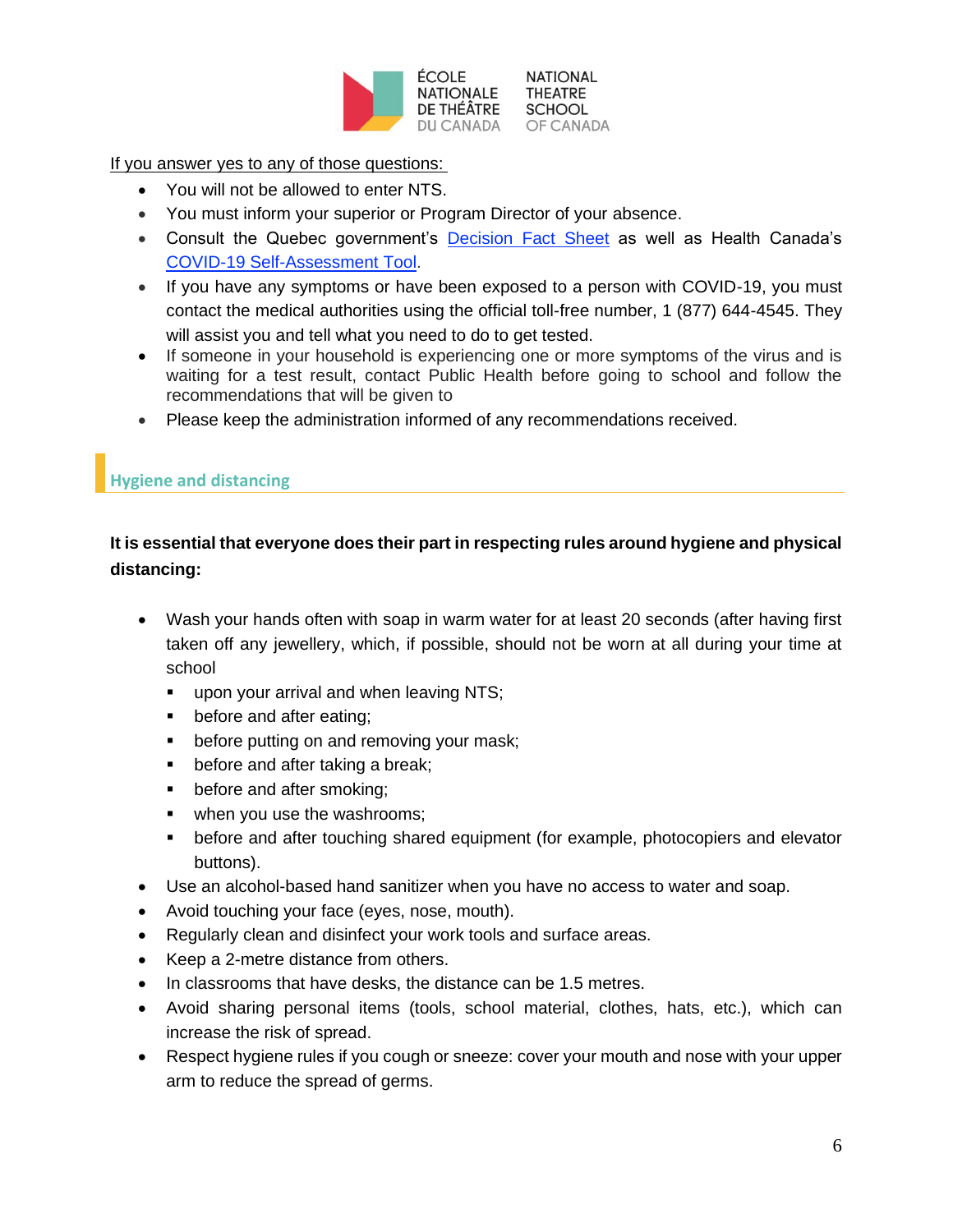If you answer yes to any of those questions:

- You will not be allowed to enter NTS.
- You must inform your superior or Program Director of your absence.
- Consult the Quebec government's [Decision Fact Sheet] as well as Health Canada's [COVID-19 Self-Assessment Tool].
- If you have any symptoms or have been exposed to a person with COVID-19, you must contact the medical authorities using the official toll-free number, 1 (877) 644-4545. They will assist you and tell what you need to do to get tested.
- If someone in your household is experiencing one or more symptoms of the virus and is waiting for a test result, contact Public Health before going to school and follow the recommendations that will be given to
- Please keep the administration informed of any recommendations received.

## Hygiene and distancing

**It is essential that everyone does their part in respecting rules around hygiene and physical distancing:**

- Wash your hands often with soap in warm water for at least 20 seconds (after having first taken off any jewellery, which, if possible, should not be worn at all during your time at school
  - upon your arrival and when leaving NTS;
  - before and after eating;
  - before putting on and removing your mask;
  - before and after taking a break;
  - before and after smoking;
  - when you use the washrooms;
  - before and after touching shared equipment (for example, photocopiers and elevator buttons).
- Use an alcohol-based hand sanitizer when you have no access to water and soap.
- Avoid touching your face (eyes, nose, mouth).
- Regularly clean and disinfect your work tools and surface areas.
- Keep a 2-metre distance from others.
- In classrooms that have desks, the distance can be 1.5 metres.
- Avoid sharing personal items (tools, school material, clothes, hats, etc.), which can increase the risk of spread.
- Respect hygiene rules if you cough or sneeze: cover your mouth and nose with your upper arm to reduce the spread of germs.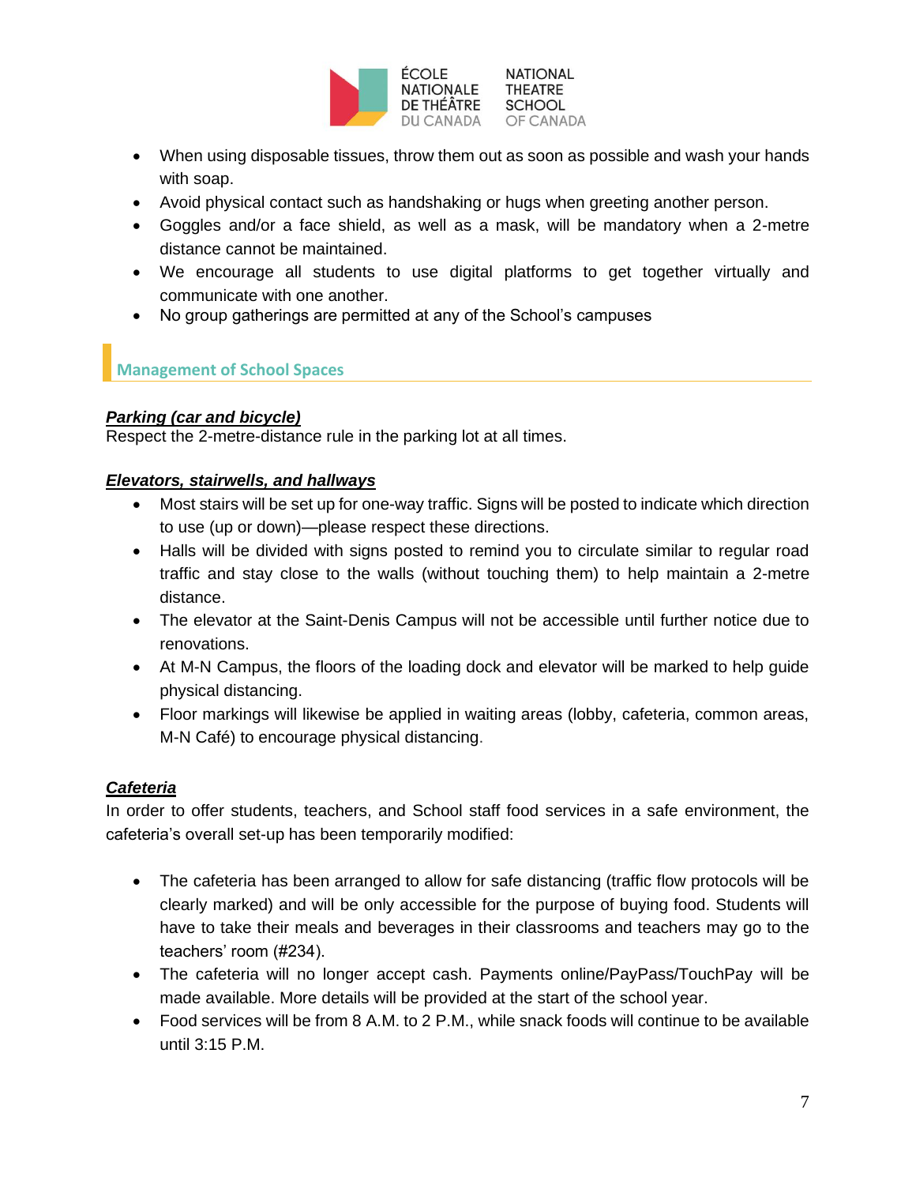- When using disposable tissues, throw them out as soon as possible and wash your hands with soap.
- Avoid physical contact such as handshaking or hugs when greeting another person.
- Goggles and/or a face shield, as well as a mask, will be mandatory when a 2-metre distance cannot be maintained.
- We encourage all students to use digital platforms to get together virtually and communicate with one another.
- No group gatherings are permitted at any of the School's campuses

## Management of School Spaces

***Parking (car and bicycle)***

Respect the 2-metre-distance rule in the parking lot at all times.

***Elevators, stairwells, and hallways***

- Most stairs will be set up for one-way traffic. Signs will be posted to indicate which direction to use (up or down)—please respect these directions.
- Halls will be divided with signs posted to remind you to circulate similar to regular road traffic and stay close to the walls (without touching them) to help maintain a 2-metre distance.
- The elevator at the Saint-Denis Campus will not be accessible until further notice due to renovations.
- At M-N Campus, the floors of the loading dock and elevator will be marked to help guide physical distancing.
- Floor markings will likewise be applied in waiting areas (lobby, cafeteria, common areas, M-N Café) to encourage physical distancing.

***Cafeteria***

In order to offer students, teachers, and School staff food services in a safe environment, the cafeteria's overall set-up has been temporarily modified:

- The cafeteria has been arranged to allow for safe distancing (traffic flow protocols will be clearly marked) and will be only accessible for the purpose of buying food. Students will have to take their meals and beverages in their classrooms and teachers may go to the teachers' room (#234).
- The cafeteria will no longer accept cash. Payments online/PayPass/TouchPay will be made available. More details will be provided at the start of the school year.
- Food services will be from 8 A.M. to 2 P.M., while snack foods will continue to be available until 3:15 P.M.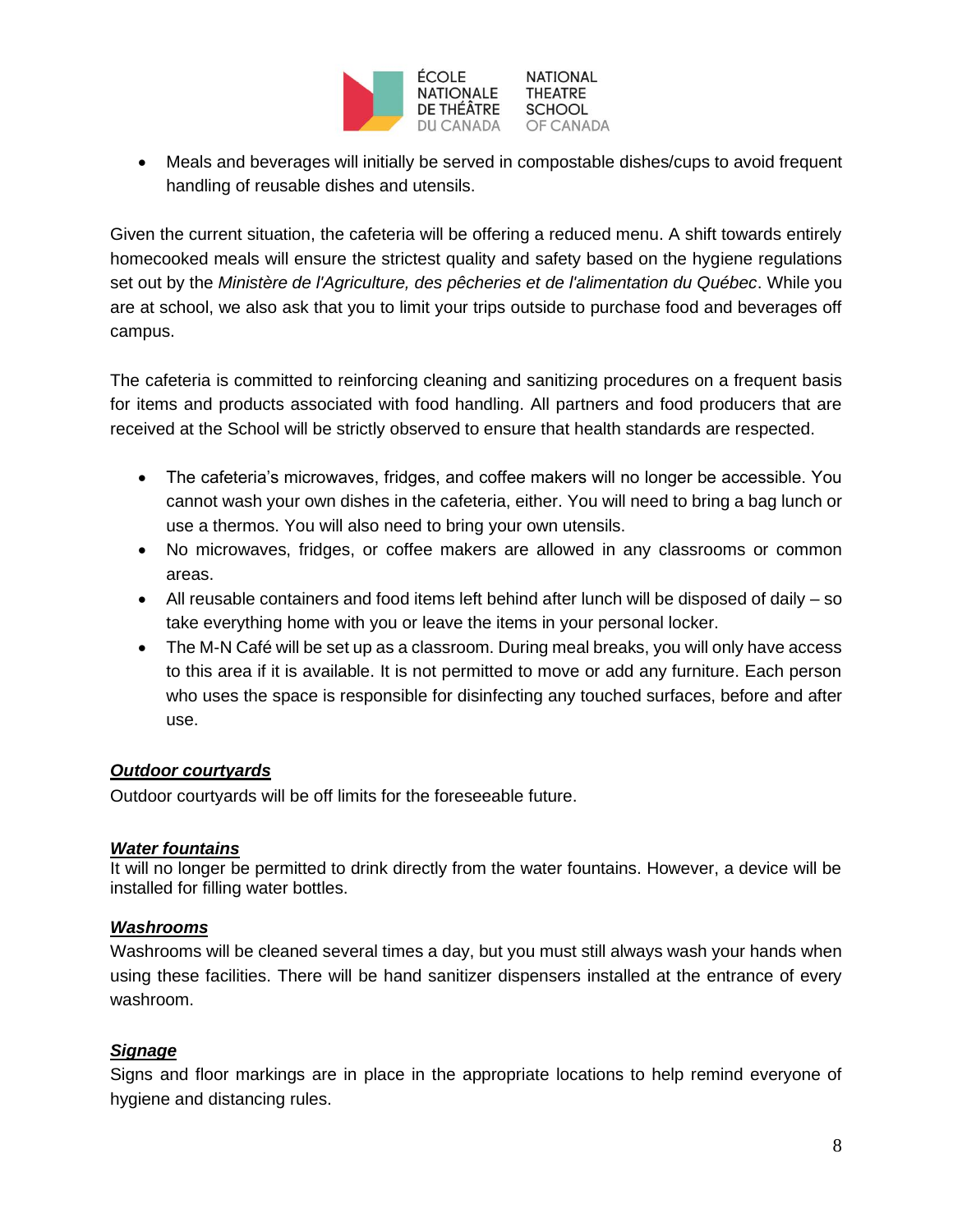- Meals and beverages will initially be served in compostable dishes/cups to avoid frequent handling of reusable dishes and utensils.

Given the current situation, the cafeteria will be offering a reduced menu. A shift towards entirely homecooked meals will ensure the strictest quality and safety based on the hygiene regulations set out by the *Ministère de l'Agriculture, des pêcheries et de l'alimentation du Québec*. While you are at school, we also ask that you to limit your trips outside to purchase food and beverages off campus.

The cafeteria is committed to reinforcing cleaning and sanitizing procedures on a frequent basis for items and products associated with food handling. All partners and food producers that are received at the School will be strictly observed to ensure that health standards are respected.

- The cafeteria's microwaves, fridges, and coffee makers will no longer be accessible. You cannot wash your own dishes in the cafeteria, either. You will need to bring a bag lunch or use a thermos. You will also need to bring your own utensils.
- No microwaves, fridges, or coffee makers are allowed in any classrooms or common areas.
- All reusable containers and food items left behind after lunch will be disposed of daily – so take everything home with you or leave the items in your personal locker.
- The M-N Café will be set up as a classroom. During meal breaks, you will only have access to this area if it is available. It is not permitted to move or add any furniture. Each person who uses the space is responsible for disinfecting any touched surfaces, before and after use.

***Outdoor courtyards***

Outdoor courtyards will be off limits for the foreseeable future.

***Water fountains***

It will no longer be permitted to drink directly from the water fountains. However, a device will be installed for filling water bottles.

***Washrooms***

Washrooms will be cleaned several times a day, but you must still always wash your hands when using these facilities. There will be hand sanitizer dispensers installed at the entrance of every washroom.

***Signage***

Signs and floor markings are in place in the appropriate locations to help remind everyone of hygiene and distancing rules.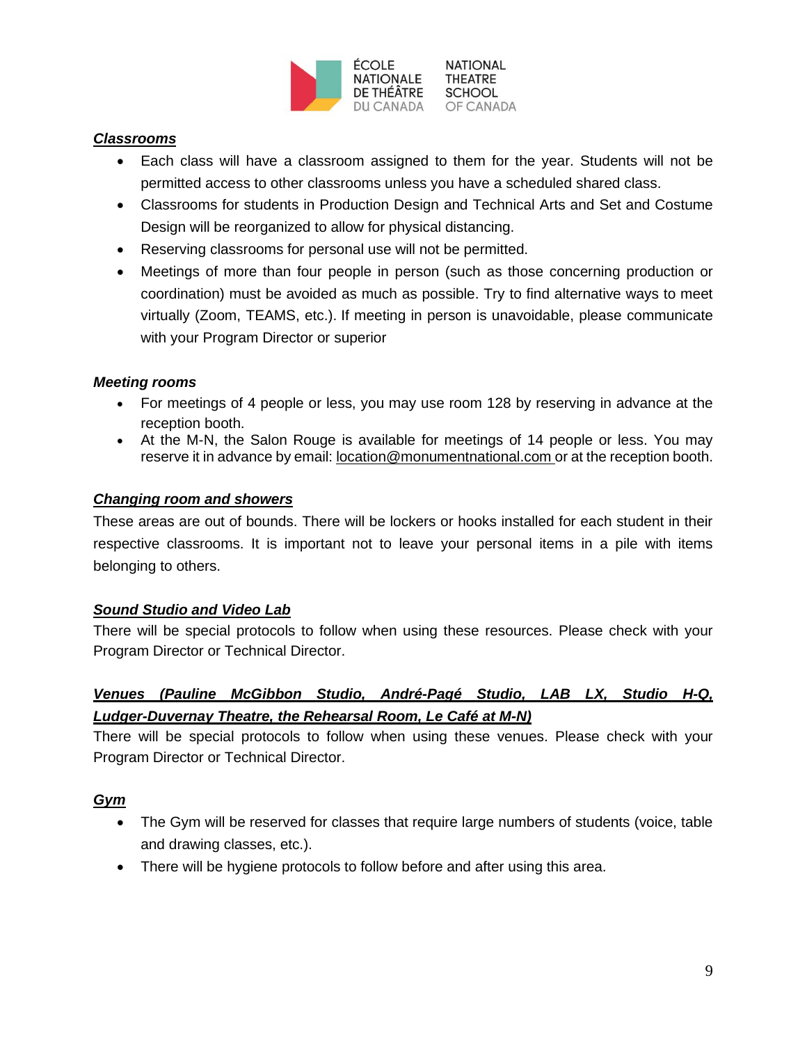## ***Classrooms***

- Each class will have a classroom assigned to them for the year. Students will not be permitted access to other classrooms unless you have a scheduled shared class.
- Classrooms for students in Production Design and Technical Arts and Set and Costume Design will be reorganized to allow for physical distancing.
- Reserving classrooms for personal use will not be permitted.
- Meetings of more than four people in person (such as those concerning production or coordination) must be avoided as much as possible. Try to find alternative ways to meet virtually (Zoom, TEAMS, etc.). If meeting in person is unavoidable, please communicate with your Program Director or superior

## ***Meeting rooms***

- For meetings of 4 people or less, you may use room 128 by reserving in advance at the reception booth.
- At the M-N, the Salon Rouge is available for meetings of 14 people or less. You may reserve it in advance by email: location@monumentnational.com or at the reception booth.

## ***Changing room and showers***

These areas are out of bounds. There will be lockers or hooks installed for each student in their respective classrooms. It is important not to leave your personal items in a pile with items belonging to others.

## ***Sound Studio and Video Lab***

There will be special protocols to follow when using these resources. Please check with your Program Director or Technical Director.

## ***Venues (Pauline McGibbon Studio, André-Pagé Studio, LAB LX, Studio H-Q, Ludger-Duvernay Theatre, the Rehearsal Room, Le Café at M-N)***

There will be special protocols to follow when using these venues. Please check with your Program Director or Technical Director.

## ***Gym***

- The Gym will be reserved for classes that require large numbers of students (voice, table and drawing classes, etc.).
- There will be hygiene protocols to follow before and after using this area.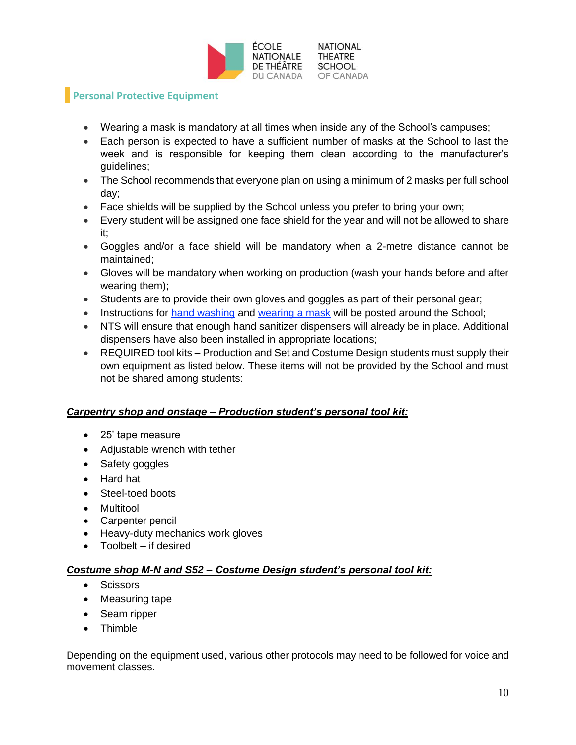## Personal Protective Equipment

- Wearing a mask is mandatory at all times when inside any of the School's campuses;
- Each person is expected to have a sufficient number of masks at the School to last the week and is responsible for keeping them clean according to the manufacturer's guidelines;
- The School recommends that everyone plan on using a minimum of 2 masks per full school day;
- Face shields will be supplied by the School unless you prefer to bring your own;
- Every student will be assigned one face shield for the year and will not be allowed to share it;
- Goggles and/or a face shield will be mandatory when a 2-metre distance cannot be maintained;
- Gloves will be mandatory when working on production (wash your hands before and after wearing them);
- Students are to provide their own gloves and goggles as part of their personal gear;
- Instructions for hand washing and wearing a mask will be posted around the School;
- NTS will ensure that enough hand sanitizer dispensers will already be in place. Additional dispensers have also been installed in appropriate locations;
- REQUIRED tool kits – Production and Set and Costume Design students must supply their own equipment as listed below. These items will not be provided by the School and must not be shared among students:

***Carpentry shop and onstage – Production student's personal tool kit:***

- 25' tape measure
- Adjustable wrench with tether
- Safety goggles
- Hard hat
- Steel-toed boots
- Multitool
- Carpenter pencil
- Heavy-duty mechanics work gloves
- Toolbelt – if desired

***Costume shop M-N and S52 – Costume Design student's personal tool kit:***

- Scissors
- Measuring tape
- Seam ripper
- Thimble

Depending on the equipment used, various other protocols may need to be followed for voice and movement classes.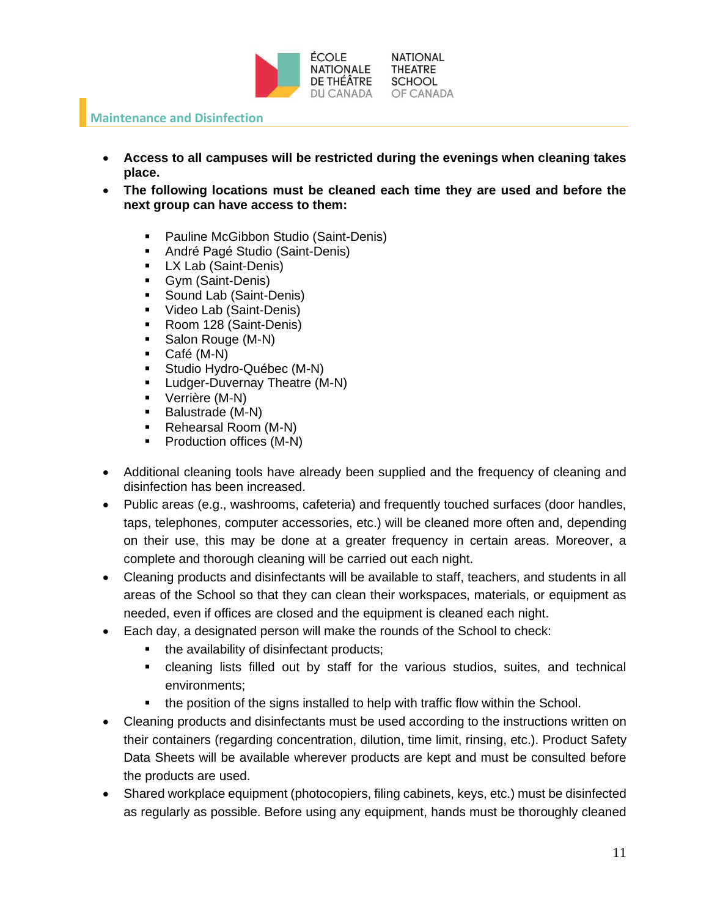## Maintenance and Disinfection

- **Access to all campuses will be restricted during the evenings when cleaning takes place.**
- **The following locations must be cleaned each time they are used and before the next group can have access to them:**
  - Pauline McGibbon Studio (Saint-Denis)
  - André Pagé Studio (Saint-Denis)
  - LX Lab (Saint-Denis)
  - Gym (Saint-Denis)
  - Sound Lab (Saint-Denis)
  - Video Lab (Saint-Denis)
  - Room 128 (Saint-Denis)
  - Salon Rouge (M-N)
  - Café (M-N)
  - Studio Hydro-Québec (M-N)
  - Ludger-Duvernay Theatre (M-N)
  - Verrière (M-N)
  - Balustrade (M-N)
  - Rehearsal Room (M-N)
  - Production offices (M-N)
- Additional cleaning tools have already been supplied and the frequency of cleaning and disinfection has been increased.
- Public areas (e.g., washrooms, cafeteria) and frequently touched surfaces (door handles, taps, telephones, computer accessories, etc.) will be cleaned more often and, depending on their use, this may be done at a greater frequency in certain areas. Moreover, a complete and thorough cleaning will be carried out each night.
- Cleaning products and disinfectants will be available to staff, teachers, and students in all areas of the School so that they can clean their workspaces, materials, or equipment as needed, even if offices are closed and the equipment is cleaned each night.
- Each day, a designated person will make the rounds of the School to check:
  - the availability of disinfectant products;
  - cleaning lists filled out by staff for the various studios, suites, and technical environments;
  - the position of the signs installed to help with traffic flow within the School.
- Cleaning products and disinfectants must be used according to the instructions written on their containers (regarding concentration, dilution, time limit, rinsing, etc.). Product Safety Data Sheets will be available wherever products are kept and must be consulted before the products are used.
- Shared workplace equipment (photocopiers, filing cabinets, keys, etc.) must be disinfected as regularly as possible. Before using any equipment, hands must be thoroughly cleaned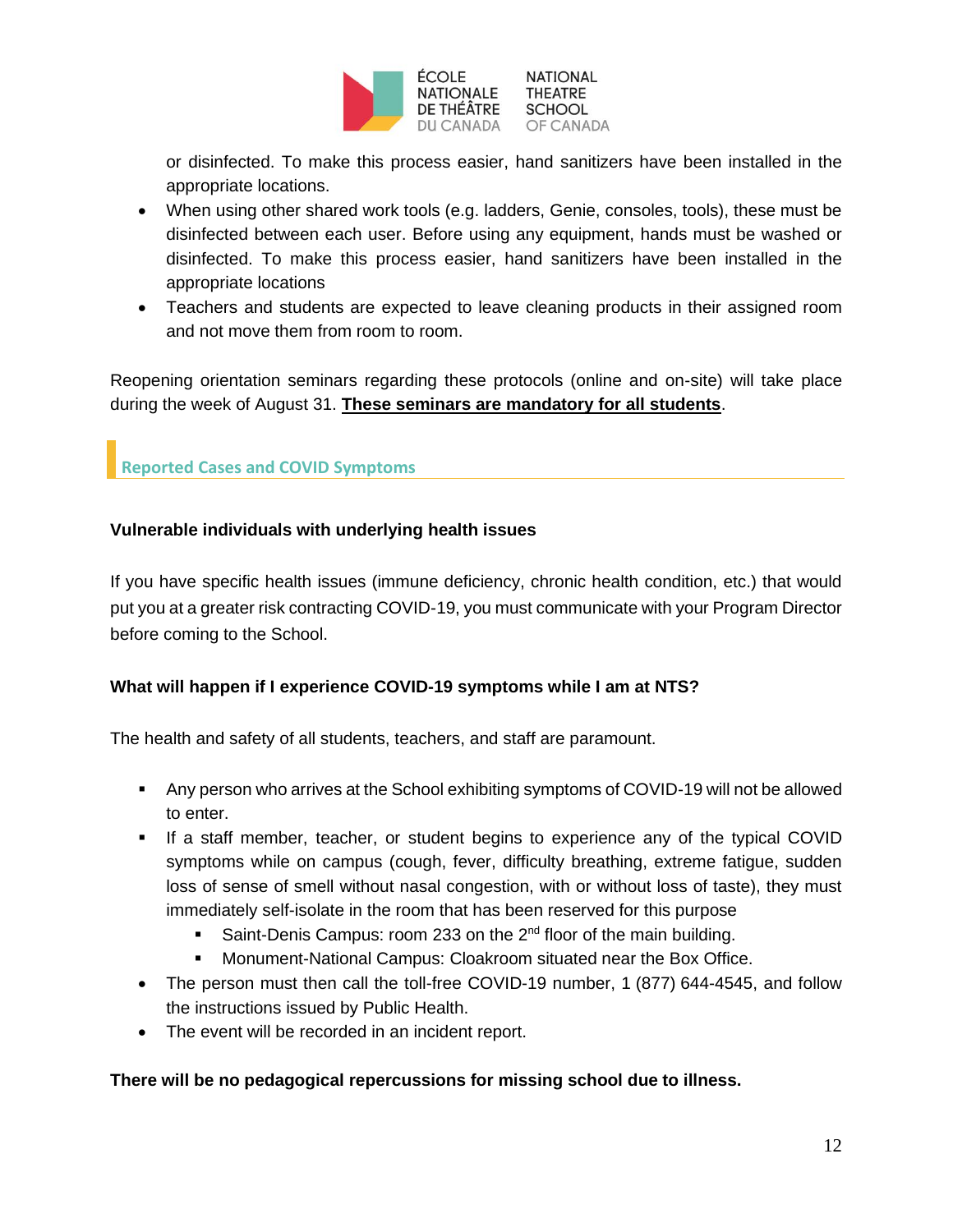or disinfected. To make this process easier, hand sanitizers have been installed in the appropriate locations.

- When using other shared work tools (e.g. ladders, Genie, consoles, tools), these must be disinfected between each user. Before using any equipment, hands must be washed or disinfected. To make this process easier, hand sanitizers have been installed in the appropriate locations
- Teachers and students are expected to leave cleaning products in their assigned room and not move them from room to room.

Reopening orientation seminars regarding these protocols (online and on-site) will take place during the week of August 31. **These seminars are mandatory for all students**.

## Reported Cases and COVID Symptoms

**Vulnerable individuals with underlying health issues**

If you have specific health issues (immune deficiency, chronic health condition, etc.) that would put you at a greater risk contracting COVID-19, you must communicate with your Program Director before coming to the School.

**What will happen if I experience COVID-19 symptoms while I am at NTS?**

The health and safety of all students, teachers, and staff are paramount.

- Any person who arrives at the School exhibiting symptoms of COVID-19 will not be allowed to enter.
- If a staff member, teacher, or student begins to experience any of the typical COVID symptoms while on campus (cough, fever, difficulty breathing, extreme fatigue, sudden loss of sense of smell without nasal congestion, with or without loss of taste), they must immediately self-isolate in the room that has been reserved for this purpose
  - Saint-Denis Campus: room 233 on the 2nd floor of the main building.
  - Monument-National Campus: Cloakroom situated near the Box Office.
- The person must then call the toll-free COVID-19 number, 1 (877) 644-4545, and follow the instructions issued by Public Health.
- The event will be recorded in an incident report.

**There will be no pedagogical repercussions for missing school due to illness.**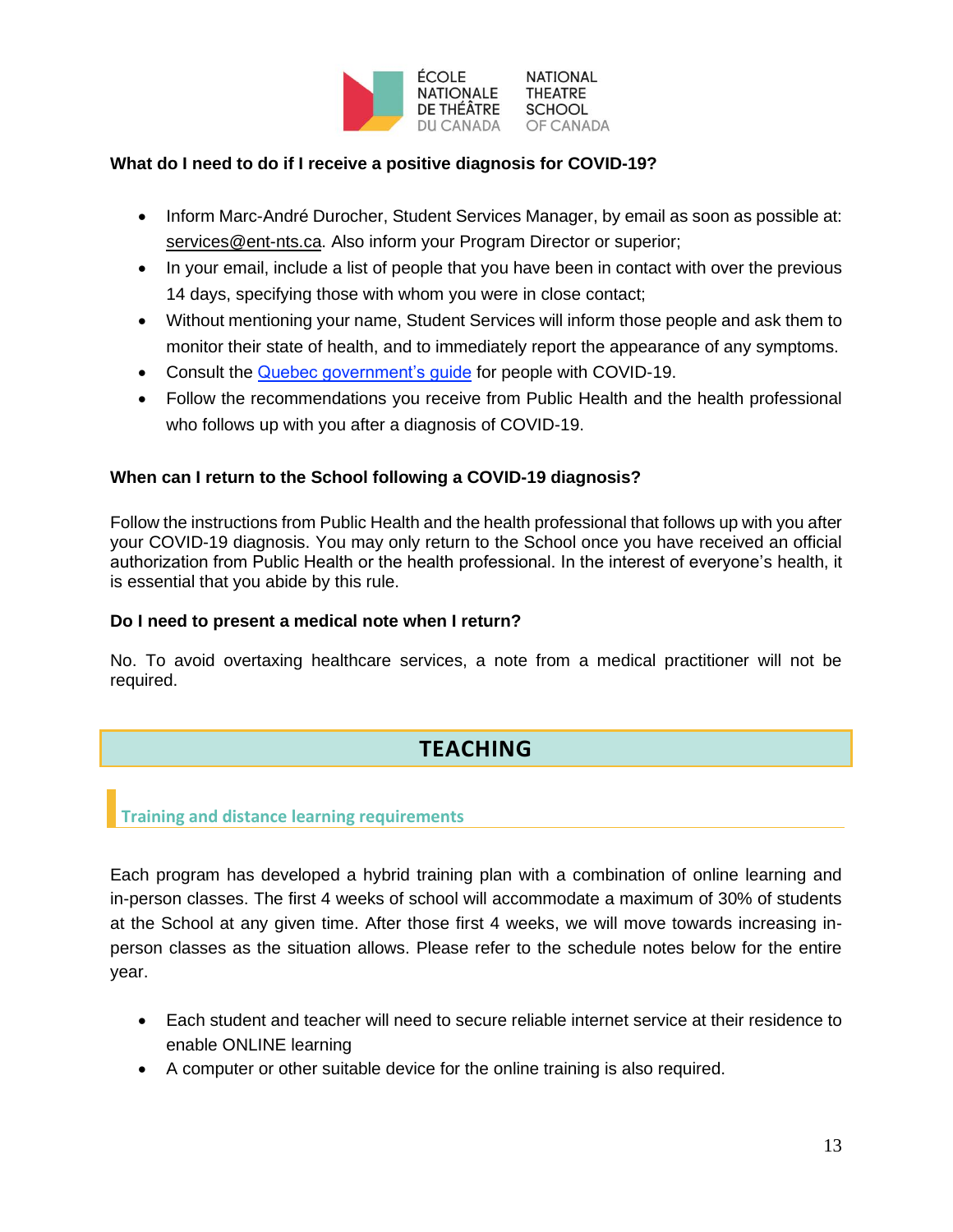**What do I need to do if I receive a positive diagnosis for COVID-19?**

- Inform Marc-André Durocher, Student Services Manager, by email as soon as possible at: services@ent-nts.ca. Also inform your Program Director or superior;
- In your email, include a list of people that you have been in contact with over the previous 14 days, specifying those with whom you were in close contact;
- Without mentioning your name, Student Services will inform those people and ask them to monitor their state of health, and to immediately report the appearance of any symptoms.
- Consult the Quebec government's guide for people with COVID-19.
- Follow the recommendations you receive from Public Health and the health professional who follows up with you after a diagnosis of COVID-19.

**When can I return to the School following a COVID-19 diagnosis?**

Follow the instructions from Public Health and the health professional that follows up with you after your COVID-19 diagnosis. You may only return to the School once you have received an official authorization from Public Health or the health professional. In the interest of everyone's health, it is essential that you abide by this rule.

**Do I need to present a medical note when I return?**

No. To avoid overtaxing healthcare services, a note from a medical practitioner will not be required.

## TEACHING

### Training and distance learning requirements

Each program has developed a hybrid training plan with a combination of online learning and in-person classes. The first 4 weeks of school will accommodate a maximum of 30% of students at the School at any given time. After those first 4 weeks, we will move towards increasing in-person classes as the situation allows. Please refer to the schedule notes below for the entire year.

- Each student and teacher will need to secure reliable internet service at their residence to enable ONLINE learning
- A computer or other suitable device for the online training is also required.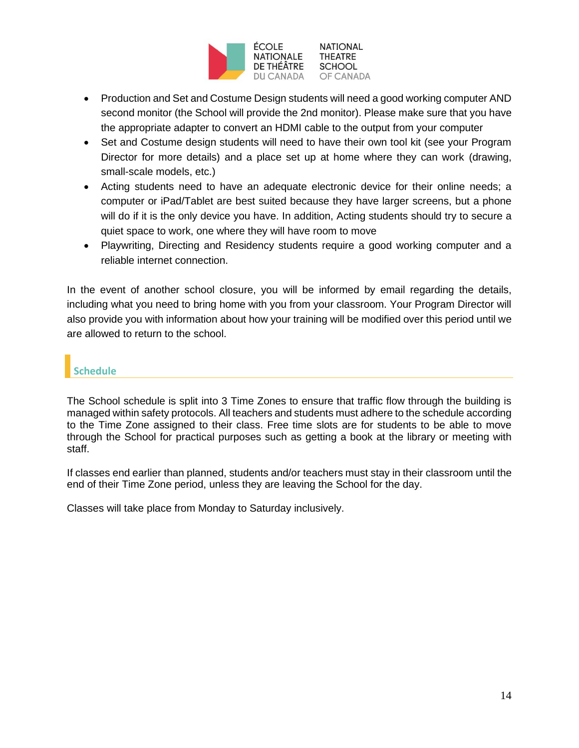- Production and Set and Costume Design students will need a good working computer AND second monitor (the School will provide the 2nd monitor). Please make sure that you have the appropriate adapter to convert an HDMI cable to the output from your computer
- Set and Costume design students will need to have their own tool kit (see your Program Director for more details) and a place set up at home where they can work (drawing, small-scale models, etc.)
- Acting students need to have an adequate electronic device for their online needs; a computer or iPad/Tablet are best suited because they have larger screens, but a phone will do if it is the only device you have. In addition, Acting students should try to secure a quiet space to work, one where they will have room to move
- Playwriting, Directing and Residency students require a good working computer and a reliable internet connection.

In the event of another school closure, you will be informed by email regarding the details, including what you need to bring home with you from your classroom. Your Program Director will also provide you with information about how your training will be modified over this period until we are allowed to return to the school.

## Schedule

The School schedule is split into 3 Time Zones to ensure that traffic flow through the building is managed within safety protocols. All teachers and students must adhere to the schedule according to the Time Zone assigned to their class. Free time slots are for students to be able to move through the School for practical purposes such as getting a book at the library or meeting with staff.

If classes end earlier than planned, students and/or teachers must stay in their classroom until the end of their Time Zone period, unless they are leaving the School for the day.

Classes will take place from Monday to Saturday inclusively.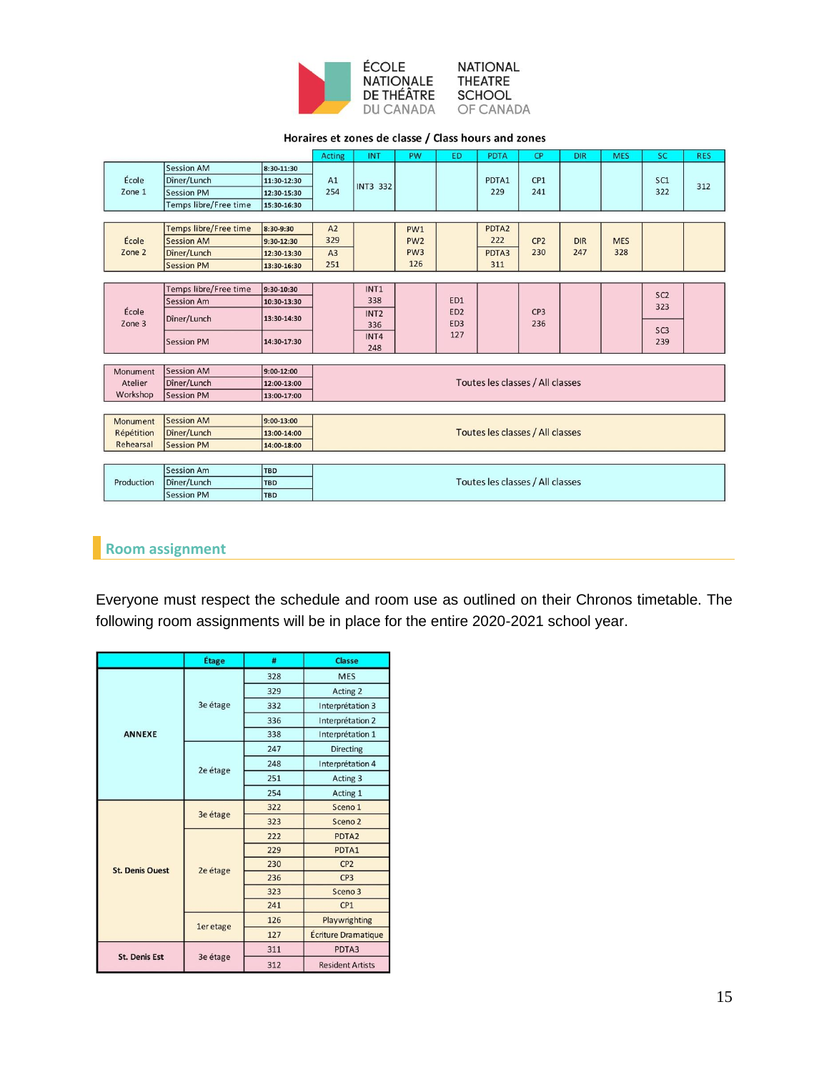ÉCOLE NATIONALE DE THÉÂTRE DU CANADA — NATIONAL THEATRE SCHOOL OF CANADA

**Horaires et zones de classe / Class hours and zones**

| | | | Acting | INT | PW | ED | PDTA | CP | DIR | MES | SC | RES |
|---|---|---|---|---|---|---|---|---|---|---|---|---|
| École Zone 1 | Session AM | 8:30-11:30 | A1 254 | INT3 332 | | | PDTA1 229 | CP1 241 | | | SC1 322 | 312 |
| | Dîner/Lunch | 11:30-12:30 | | | | | | | | | | |
| | Session PM | 12:30-15:30 | | | | | | | | | | |
| | Temps libre/Free time | 15:30-16:30 | | | | | | | | | | |
| École Zone 2 | Temps libre/Free time | 8:30-9:30 | A2 329 A3 251 | | PW1 PW2 PW3 126 | | PDTA2 222 PDTA3 311 | CP2 230 | DIR 247 | MES 328 | | |
| | Session AM | 9:30-12:30 | | | | | | | | | | |
| | Dîner/Lunch | 12:30-13:30 | | | | | | | | | | |
| | Session PM | 13:30-16:30 | | | | | | | | | | |
| École Zone 3 | Temps libre/Free time | 9:30-10:30 | | INT1 338 INT2 336 INT4 248 | | ED1 ED2 ED3 127 | | CP3 236 | | | SC2 323 SC3 239 | |
| | Session Am | 10:30-13:30 | | | | | | | | | | |
| | Dîner/Lunch | 13:30-14:30 | | | | | | | | | | |
| | Session PM | 14:30-17:30 | | | | | | | | | | |
| Monument Atelier Workshop | Session AM | 9:00-12:00 | Toutes les classes / All classes | | | | | | | | | |
| | Dîner/Lunch | 12:00-13:00 | | | | | | | | | | |
| | Session PM | 13:00-17:00 | | | | | | | | | | |
| Monument Répétition Rehearsal | Session AM | 9:00-13:00 | Toutes les classes / All classes | | | | | | | | | |
| | Dîner/Lunch | 13:00-14:00 | | | | | | | | | | |
| | Session PM | 14:00-18:00 | | | | | | | | | | |
| Production | Session Am | TBD | Toutes les classes / All classes | | | | | | | | | |
| | Dîner/Lunch | TBD | | | | | | | | | | |
| | Session PM | TBD | | | | | | | | | | |

## Room assignment

Everyone must respect the schedule and room use as outlined on their Chronos timetable. The following room assignments will be in place for the entire 2020-2021 school year.

| | Étage | # | Classe |
|---|---|---|---|
| ANNEXE | 3e étage | 328 | MES |
| | | 329 | Acting 2 |
| | | 332 | Interprétation 3 |
| | | 336 | Interprétation 2 |
| | | 338 | Interprétation 1 |
| | 2e étage | 247 | Directing |
| | | 248 | Interprétation 4 |
| | | 251 | Acting 3 |
| | | 254 | Acting 1 |
| St. Denis Ouest | 3e étage | 322 | Sceno 1 |
| | | 323 | Sceno 2 |
| | 2e étage | 222 | PDTA2 |
| | | 229 | PDTA1 |
| | | 230 | CP2 |
| | | 236 | CP3 |
| | | 323 | Sceno 3 |
| | | 241 | CP1 |
| | 1er etage | 126 | Playwrighting |
| | | 127 | Écriture Dramatique |
| St. Denis Est | 3e étage | 311 | PDTA3 |
| | | 312 | Resident Artists |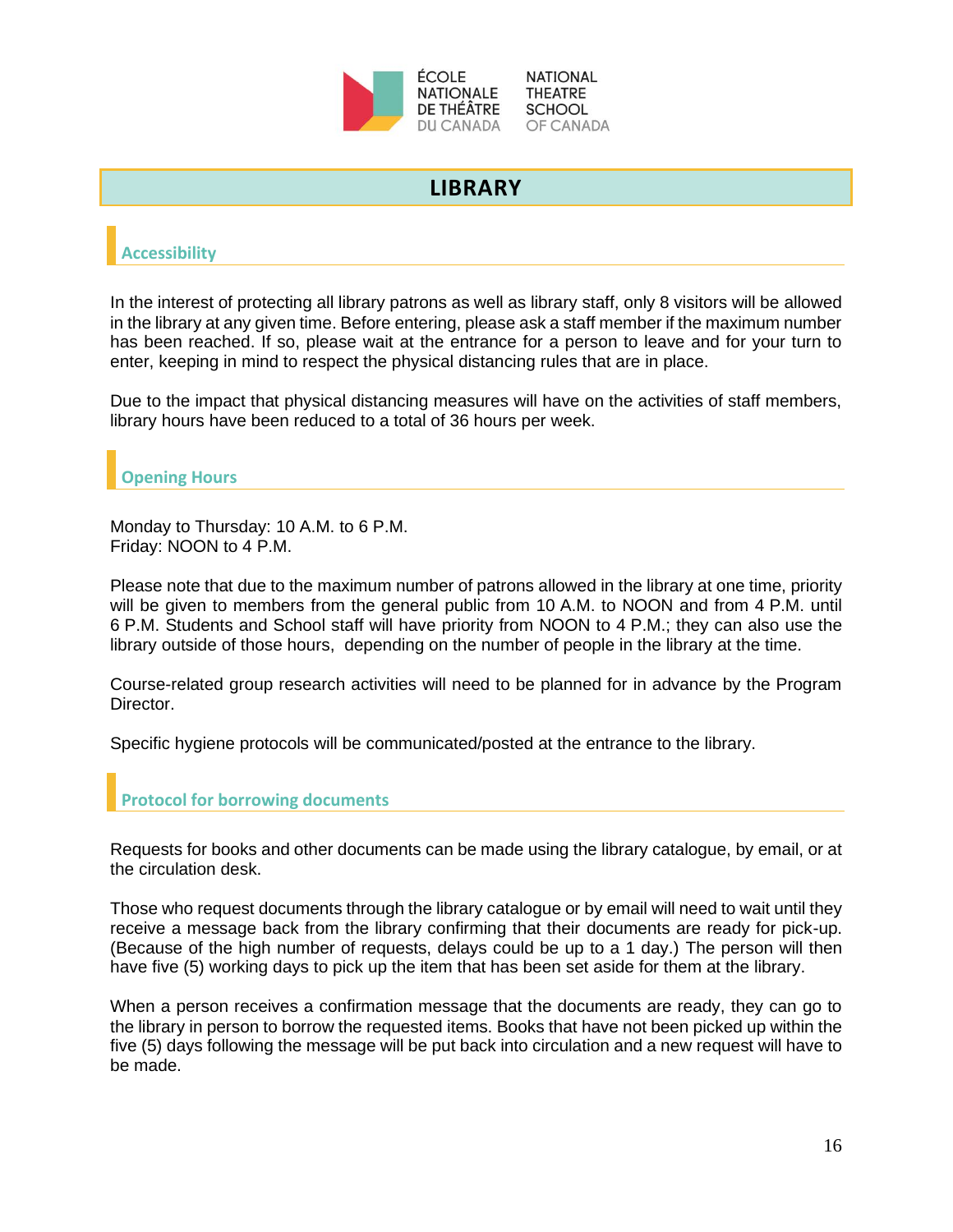# LIBRARY

## Accessibility

In the interest of protecting all library patrons as well as library staff, only 8 visitors will be allowed in the library at any given time. Before entering, please ask a staff member if the maximum number has been reached. If so, please wait at the entrance for a person to leave and for your turn to enter, keeping in mind to respect the physical distancing rules that are in place.

Due to the impact that physical distancing measures will have on the activities of staff members, library hours have been reduced to a total of 36 hours per week.

## Opening Hours

Monday to Thursday: 10 A.M. to 6 P.M.
Friday: NOON to 4 P.M.

Please note that due to the maximum number of patrons allowed in the library at one time, priority will be given to members from the general public from 10 A.M. to NOON and from 4 P.M. until 6 P.M. Students and School staff will have priority from NOON to 4 P.M.; they can also use the library outside of those hours, depending on the number of people in the library at the time.

Course-related group research activities will need to be planned for in advance by the Program Director.

Specific hygiene protocols will be communicated/posted at the entrance to the library.

## Protocol for borrowing documents

Requests for books and other documents can be made using the library catalogue, by email, or at the circulation desk.

Those who request documents through the library catalogue or by email will need to wait until they receive a message back from the library confirming that their documents are ready for pick-up. (Because of the high number of requests, delays could be up to a 1 day.) The person will then have five (5) working days to pick up the item that has been set aside for them at the library.

When a person receives a confirmation message that the documents are ready, they can go to the library in person to borrow the requested items. Books that have not been picked up within the five (5) days following the message will be put back into circulation and a new request will have to be made.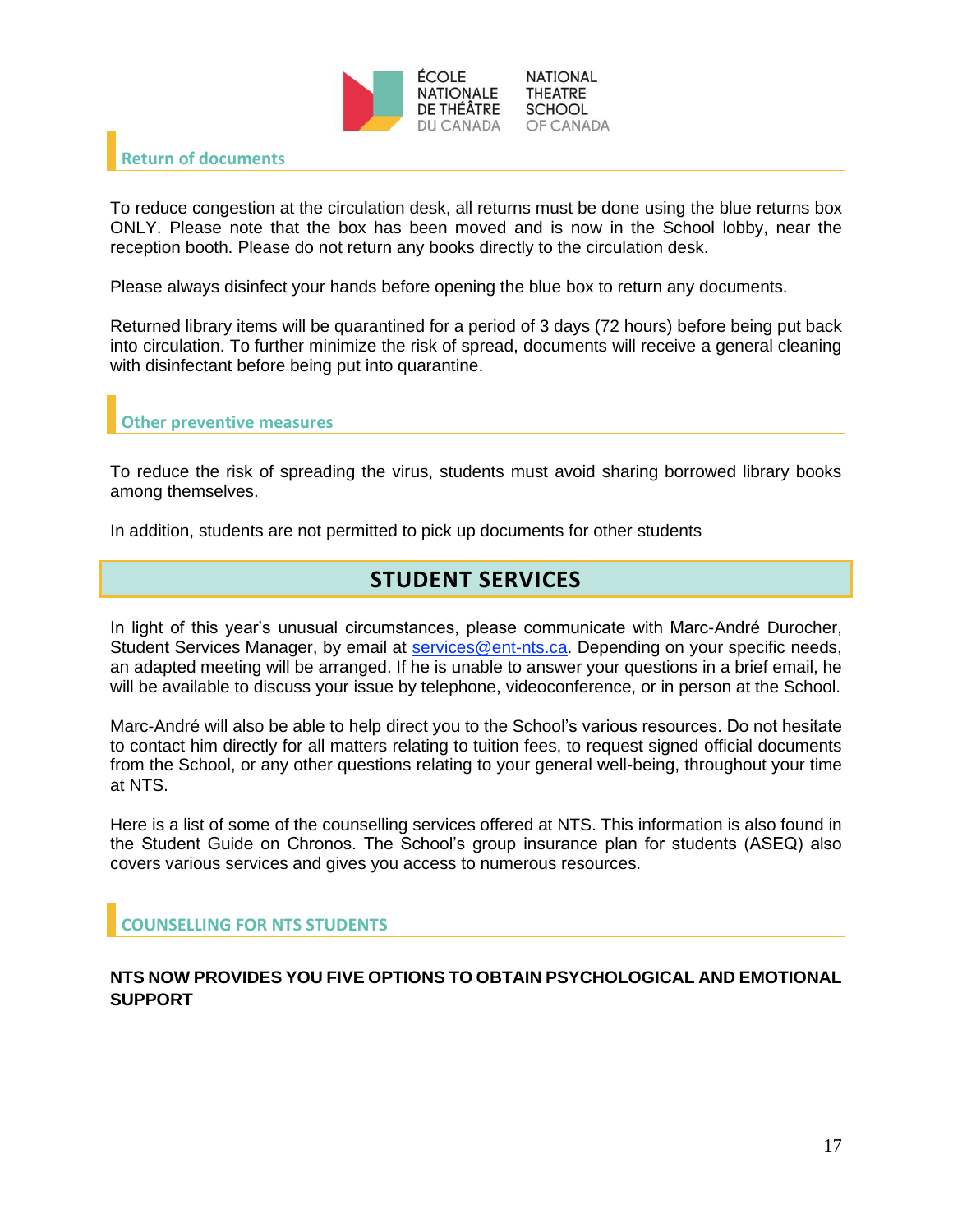### Return of documents

To reduce congestion at the circulation desk, all returns must be done using the blue returns box ONLY. Please note that the box has been moved and is now in the School lobby, near the reception booth. Please do not return any books directly to the circulation desk.

Please always disinfect your hands before opening the blue box to return any documents.

Returned library items will be quarantined for a period of 3 days (72 hours) before being put back into circulation. To further minimize the risk of spread, documents will receive a general cleaning with disinfectant before being put into quarantine.

### Other preventive measures

To reduce the risk of spreading the virus, students must avoid sharing borrowed library books among themselves.

In addition, students are not permitted to pick up documents for other students

## STUDENT SERVICES

In light of this year's unusual circumstances, please communicate with Marc-André Durocher, Student Services Manager, by email at services@ent-nts.ca. Depending on your specific needs, an adapted meeting will be arranged. If he is unable to answer your questions in a brief email, he will be available to discuss your issue by telephone, videoconference, or in person at the School.

Marc-André will also be able to help direct you to the School's various resources. Do not hesitate to contact him directly for all matters relating to tuition fees, to request signed official documents from the School, or any other questions relating to your general well-being, throughout your time at NTS.

Here is a list of some of the counselling services offered at NTS. This information is also found in the Student Guide on Chronos. The School's group insurance plan for students (ASEQ) also covers various services and gives you access to numerous resources.

### COUNSELLING FOR NTS STUDENTS

**NTS NOW PROVIDES YOU FIVE OPTIONS TO OBTAIN PSYCHOLOGICAL AND EMOTIONAL SUPPORT**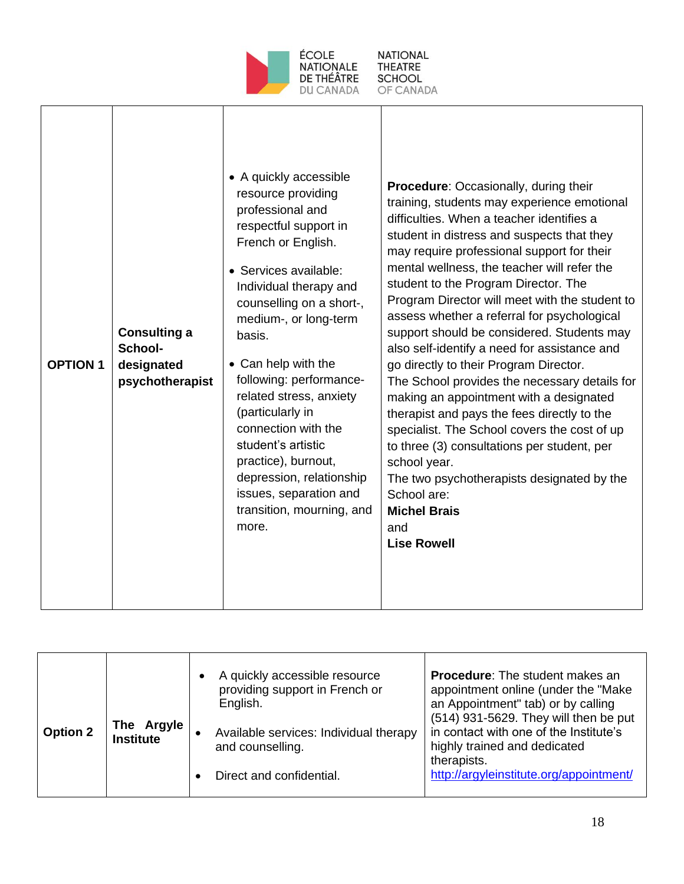| OPTION 1 | Consulting a School-designated psychotherapist | • A quickly accessible resource providing professional and respectful support in French or English.<br>• Services available: Individual therapy and counselling on a short-, medium-, or long-term basis.<br>• Can help with the following: performance-related stress, anxiety (particularly in connection with the student's artistic practice), burnout, depression, relationship issues, separation and transition, mourning, and more. | **Procedure**: Occasionally, during their training, students may experience emotional difficulties. When a teacher identifies a student in distress and suspects that they may require professional support for their mental wellness, the teacher will refer the student to the Program Director. The Program Director will meet with the student to assess whether a referral for psychological support should be considered. Students may also self-identify a need for assistance and go directly to their Program Director.<br>The School provides the necessary details for making an appointment with a designated therapist and pays the fees directly to the specialist. The School covers the cost of up to three (3) consultations per student, per school year.<br>The two psychotherapists designated by the School are:<br>**Michel Brais**<br>and<br>**Lise Rowell** |
|---|---|---|---|

| Option 2 | The Argyle Institute | • A quickly accessible resource providing support in French or English.<br>• Available services: Individual therapy and counselling.<br>• Direct and confidential. | **Procedure**: The student makes an appointment online (under the "Make an Appointment" tab) or by calling (514) 931-5629. They will then be put in contact with one of the Institute's highly trained and dedicated therapists.<br>http://argyleinstitute.org/appointment/ |
|---|---|---|---|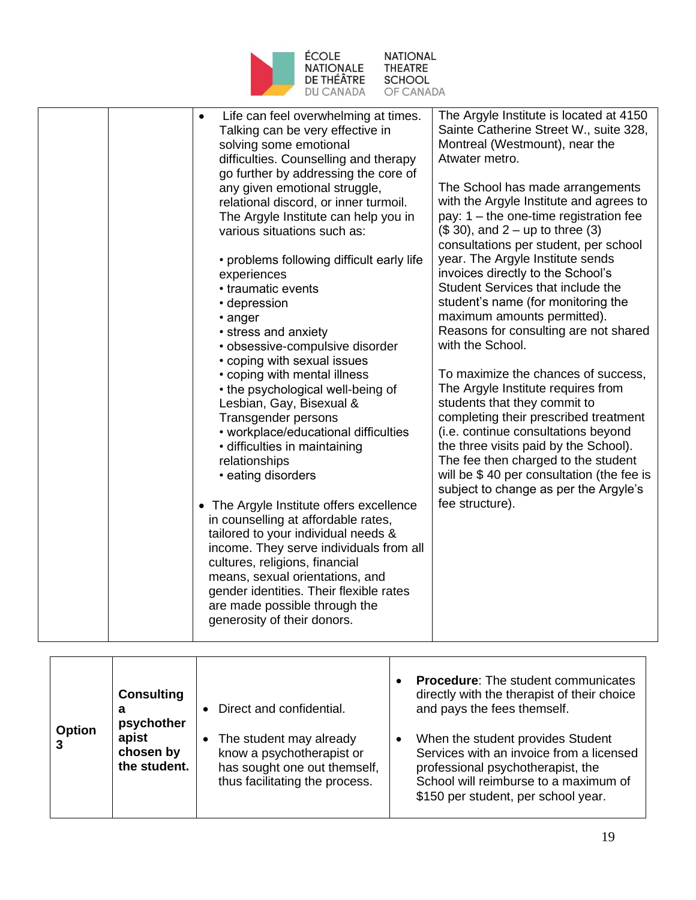| | | • Life can feel overwhelming at times. Talking can be very effective in solving some emotional difficulties. Counselling and therapy go further by addressing the core of any given emotional struggle, relational discord, or inner turmoil. The Argyle Institute can help you in various situations such as:<br><br>• problems following difficult early life experiences<br>• traumatic events<br>• depression<br>• anger<br>• stress and anxiety<br>• obsessive-compulsive disorder<br>• coping with sexual issues<br>• coping with mental illness<br>• the psychological well-being of Lesbian, Gay, Bisexual & Transgender persons<br>• workplace/educational difficulties<br>• difficulties in maintaining relationships<br>• eating disorders<br><br>• The Argyle Institute offers excellence in counselling at affordable rates, tailored to your individual needs & income. They serve individuals from all cultures, religions, financial means, sexual orientations, and gender identities. Their flexible rates are made possible through the generosity of their donors. | The Argyle Institute is located at 4150 Sainte Catherine Street W., suite 328, Montreal (Westmount), near the Atwater metro.<br><br>The School has made arrangements with the Argyle Institute and agrees to pay: 1 – the one-time registration fee ($ 30), and 2 – up to three (3) consultations per student, per school year. The Argyle Institute sends invoices directly to the School's Student Services that include the student's name (for monitoring the maximum amounts permitted). Reasons for consulting are not shared with the School.<br><br>To maximize the chances of success, The Argyle Institute requires from students that they commit to completing their prescribed treatment (i.e. continue consultations beyond the three visits paid by the School). The fee then charged to the student will be $ 40 per consultation (the fee is subject to change as per the Argyle's fee structure). |
|---|---|---|---|

| **Option 3** | **Consulting a psychotherapist chosen by the student.** | • Direct and confidential.<br><br>• The student may already know a psychotherapist or has sought one out themself, thus facilitating the process. | • **Procedure**: The student communicates directly with the therapist of their choice and pays the fees themself.<br><br>• When the student provides Student Services with an invoice from a licensed professional psychotherapist, the School will reimburse to a maximum of $150 per student, per school year. |
|---|---|---|---|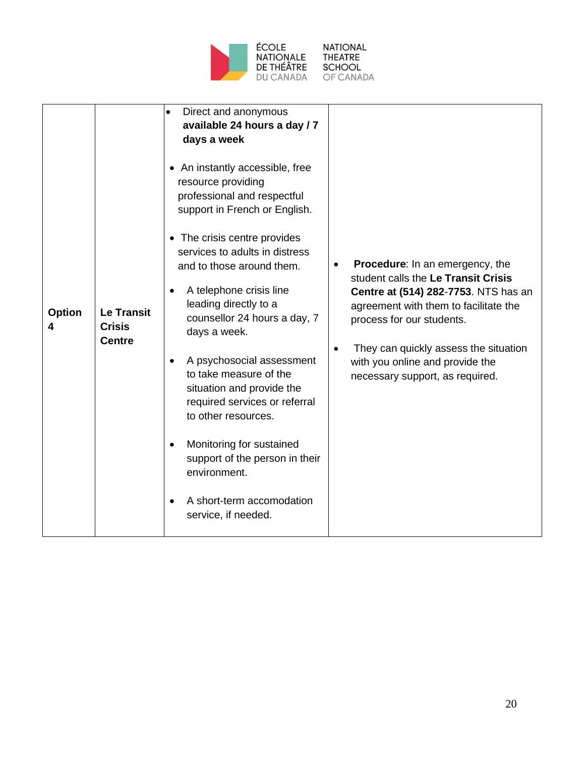| Option 4 | Le Transit Crisis Centre | • Direct and anonymous **available 24 hours a day / 7 days a week**<br><br>• An instantly accessible, free resource providing professional and respectful support in French or English.<br><br>• The crisis centre provides services to adults in distress and to those around them.<br><br>• A telephone crisis line leading directly to a counsellor 24 hours a day, 7 days a week.<br><br>• A psychosocial assessment to take measure of the situation and provide the required services or referral to other resources.<br><br>• Monitoring for sustained support of the person in their environment.<br><br>• A short-term accomodation service, if needed. | • **Procedure**: In an emergency, the student calls the **Le Transit Crisis Centre at (514) 282-7753**. NTS has an agreement with them to facilitate the process for our students.<br><br>• They can quickly assess the situation with you online and provide the necessary support, as required. |
|---|---|---|---|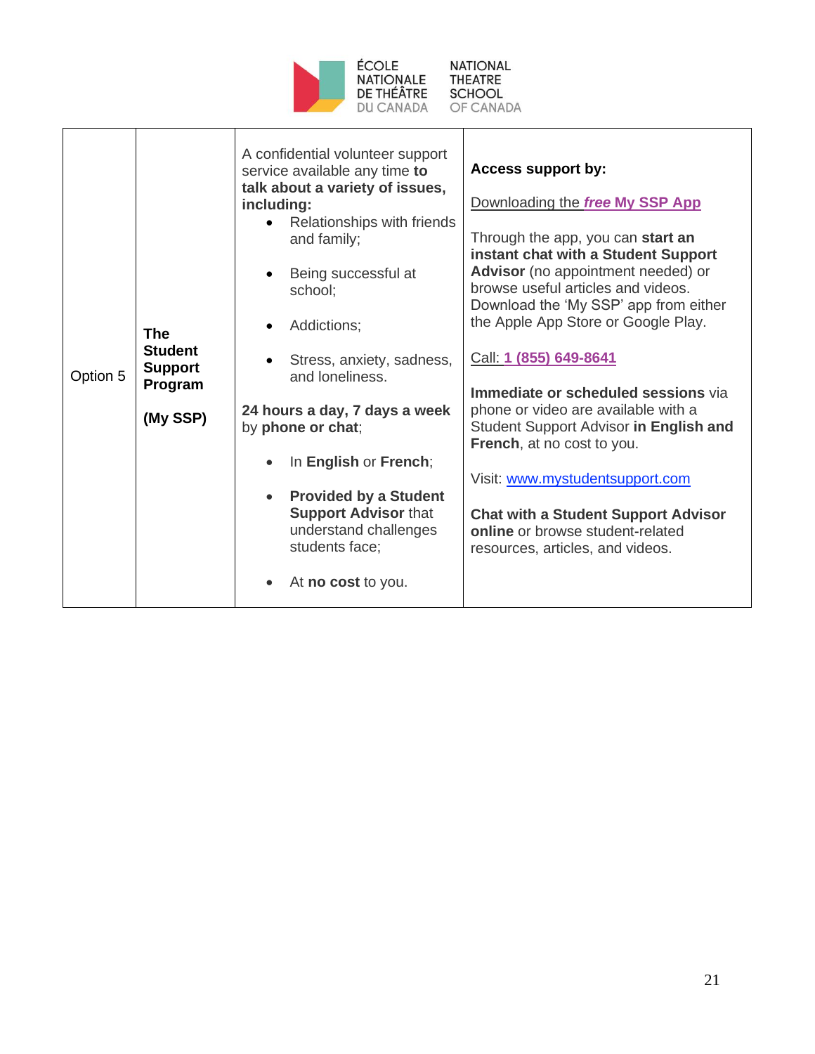| Option 5 | **The Student Support Program**<br><br>**(My SSP)** | A confidential volunteer support service available any time **to talk about a variety of issues, including:**<br>• Relationships with friends and family;<br>• Being successful at school;<br>• Addictions;<br>• Stress, anxiety, sadness, and loneliness.<br><br>**24 hours a day, 7 days a week** by **phone or chat**;<br>• In **English** or **French**;<br>• **Provided by a Student Support Advisor** that understand challenges students face;<br>• At **no cost** to you. | **Access support by:**<br><br>Downloading the ***free*** **My SSP App**<br><br>Through the app, you can **start an instant chat with a Student Support Advisor** (no appointment needed) or browse useful articles and videos. Download the 'My SSP' app from either the Apple App Store or Google Play.<br><br>Call: **1 (855) 649-8641**<br><br>**Immediate or scheduled sessions** via phone or video are available with a Student Support Advisor **in English and French**, at no cost to you.<br><br>Visit: www.mystudentsupport.com<br><br>**Chat with a Student Support Advisor online** or browse student-related resources, articles, and videos. |
|---|---|---|---|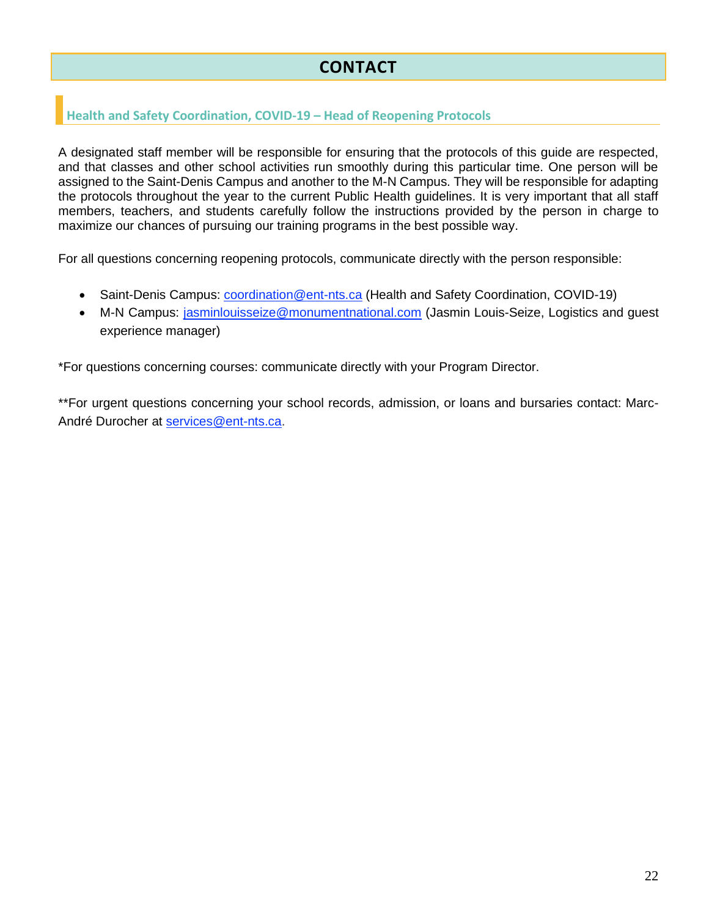# CONTACT

## Health and Safety Coordination, COVID-19 – Head of Reopening Protocols

A designated staff member will be responsible for ensuring that the protocols of this guide are respected, and that classes and other school activities run smoothly during this particular time. One person will be assigned to the Saint-Denis Campus and another to the M-N Campus. They will be responsible for adapting the protocols throughout the year to the current Public Health guidelines. It is very important that all staff members, teachers, and students carefully follow the instructions provided by the person in charge to maximize our chances of pursuing our training programs in the best possible way.

For all questions concerning reopening protocols, communicate directly with the person responsible:

- Saint-Denis Campus: coordination@ent-nts.ca (Health and Safety Coordination, COVID-19)
- M-N Campus: jasminlouisseize@monumentnational.com (Jasmin Louis-Seize, Logistics and guest experience manager)

*For questions concerning courses: communicate directly with your Program Director.

**For urgent questions concerning your school records, admission, or loans and bursaries contact: Marc-André Durocher at services@ent-nts.ca.